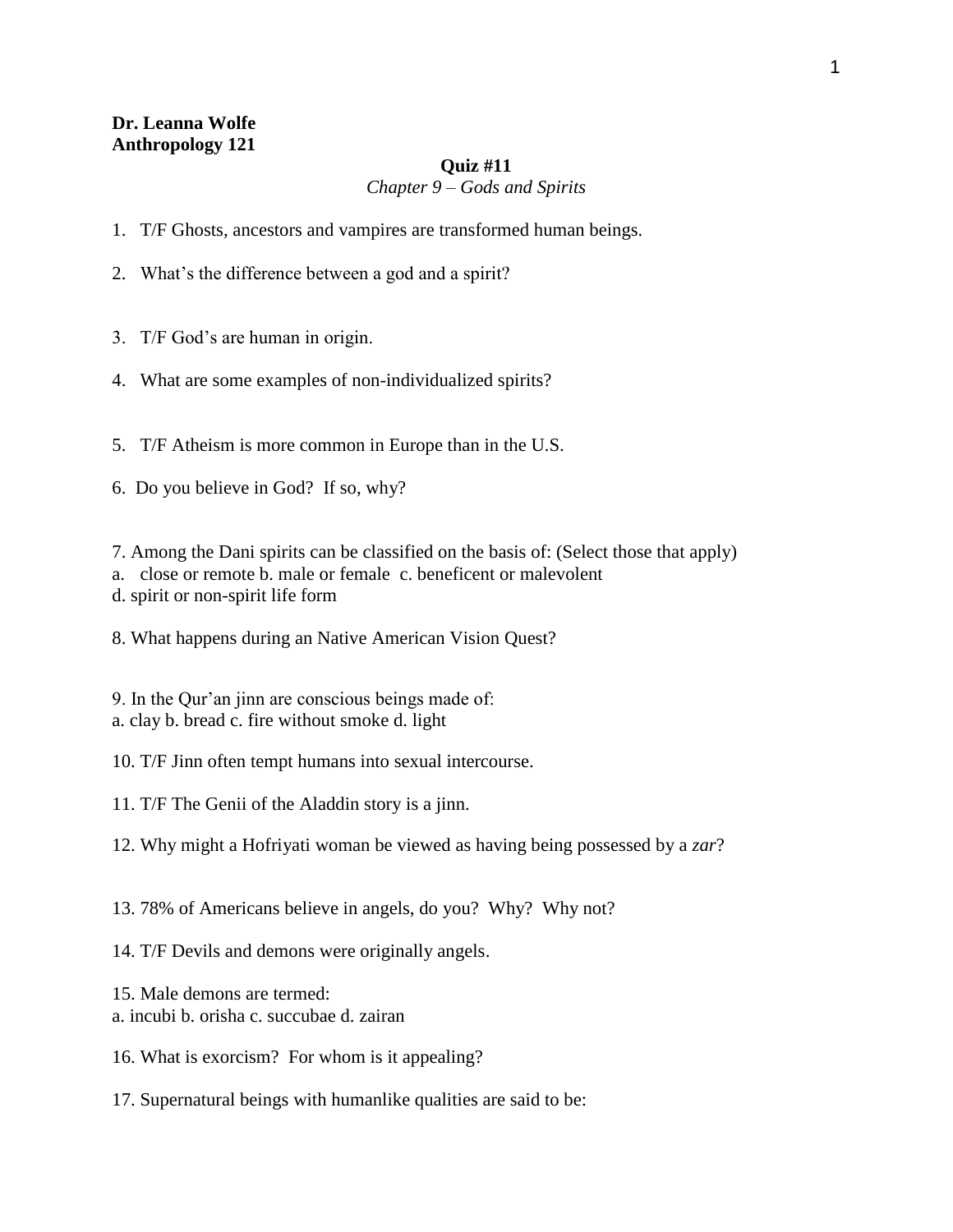**Dr. Leanna Wolfe**
**Anthropology 121**

**Quiz #11**
*Chapter 9 – Gods and Spirits*

1. T/F Ghosts, ancestors and vampires are transformed human beings.

2. What's the difference between a god and a spirit?

3. T/F God's are human in origin.

4. What are some examples of non-individualized spirits?

5. T/F Atheism is more common in Europe than in the U.S.

6. Do you believe in God? If so, why?

7. Among the Dani spirits can be classified on the basis of: (Select those that apply)
a. close or remote b. male or female c. beneficent or malevolent
d. spirit or non-spirit life form

8. What happens during an Native American Vision Quest?

9. In the Qur'an jinn are conscious beings made of:
a. clay b. bread c. fire without smoke d. light

10. T/F Jinn often tempt humans into sexual intercourse.

11. T/F The Genii of the Aladdin story is a jinn.

12. Why might a Hofriyati woman be viewed as having being possessed by a *zar*?

13. 78% of Americans believe in angels, do you? Why? Why not?

14. T/F Devils and demons were originally angels.

15. Male demons are termed:
a. incubi b. orisha c. succubae d. zairan

16. What is exorcism? For whom is it appealing?

17. Supernatural beings with humanlike qualities are said to be: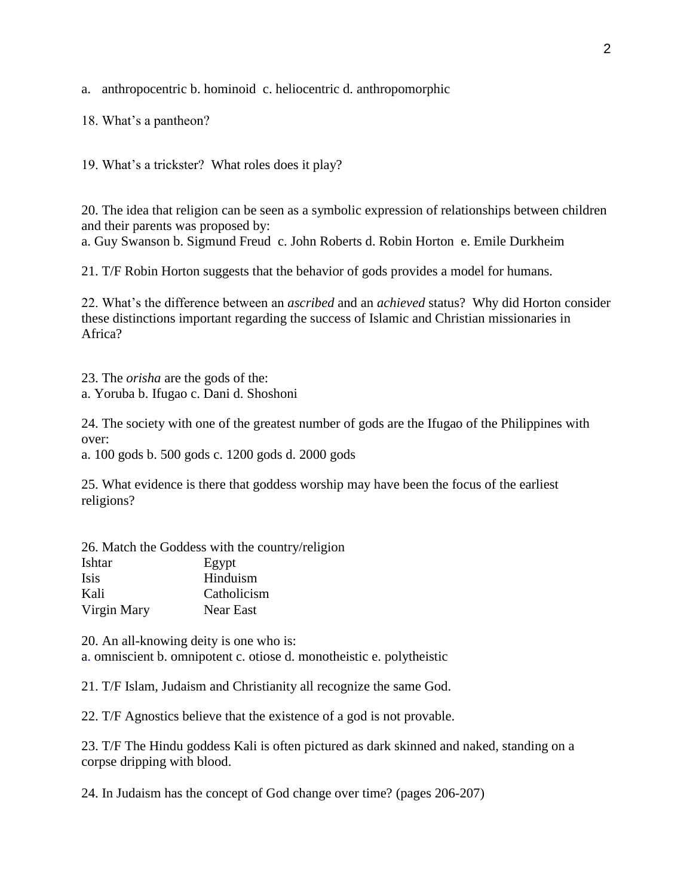a. anthropocentric b. hominoid c. heliocentric d. anthropomorphic

18. What's a pantheon?

19. What's a trickster? What roles does it play?

20. The idea that religion can be seen as a symbolic expression of relationships between children and their parents was proposed by:
a. Guy Swanson b. Sigmund Freud c. John Roberts d. Robin Horton e. Emile Durkheim

21. T/F Robin Horton suggests that the behavior of gods provides a model for humans.

22. What's the difference between an *ascribed* and an *achieved* status? Why did Horton consider these distinctions important regarding the success of Islamic and Christian missionaries in Africa?

23. The *orisha* are the gods of the:
a. Yoruba b. Ifugao c. Dani d. Shoshoni

24. The society with one of the greatest number of gods are the Ifugao of the Philippines with over:
a. 100 gods b. 500 gods c. 1200 gods d. 2000 gods

25. What evidence is there that goddess worship may have been the focus of the earliest religions?

26. Match the Goddess with the country/religion

| | |
|---|---|
| Ishtar | Egypt |
| Isis | Hinduism |
| Kali | Catholicism |
| Virgin Mary | Near East |

20. An all-knowing deity is one who is:
a. omniscient b. omnipotent c. otiose d. monotheistic e. polytheistic

21. T/F Islam, Judaism and Christianity all recognize the same God.

22. T/F Agnostics believe that the existence of a god is not provable.

23. T/F The Hindu goddess Kali is often pictured as dark skinned and naked, standing on a corpse dripping with blood.

24. In Judaism has the concept of God change over time? (pages 206-207)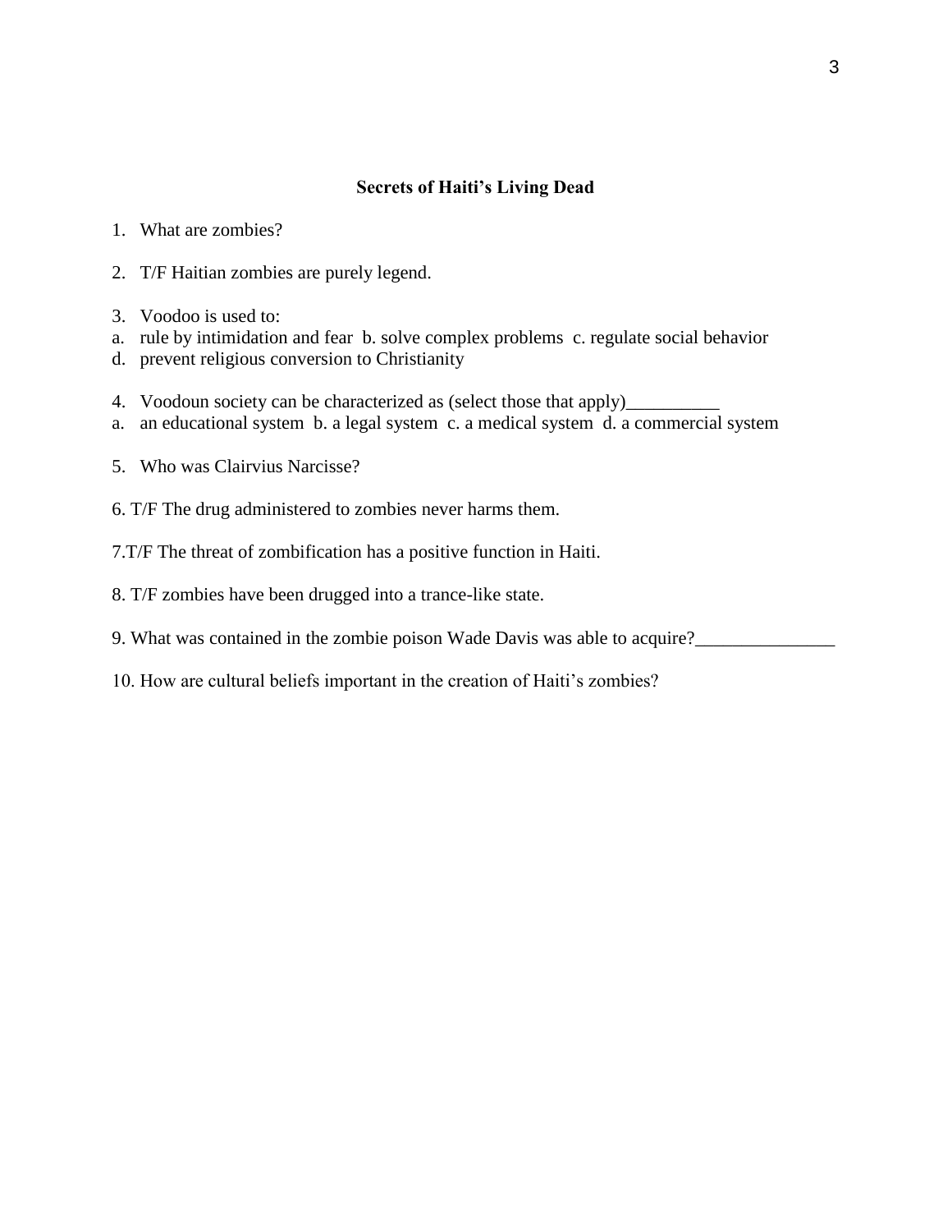### Secrets of Haiti's Living Dead

1. What are zombies?

2. T/F Haitian zombies are purely legend.

3. Voodoo is used to:
   a. rule by intimidation and fear b. solve complex problems c. regulate social behavior
   d. prevent religious conversion to Christianity

4. Voodoun society can be characterized as (select those that apply)__________
   a. an educational system b. a legal system c. a medical system d. a commercial system

5. Who was Clairvius Narcisse?

6. T/F The drug administered to zombies never harms them.

7. T/F The threat of zombification has a positive function in Haiti.

8. T/F zombies have been drugged into a trance-like state.

9. What was contained in the zombie poison Wade Davis was able to acquire?_______________

10. How are cultural beliefs important in the creation of Haiti's zombies?